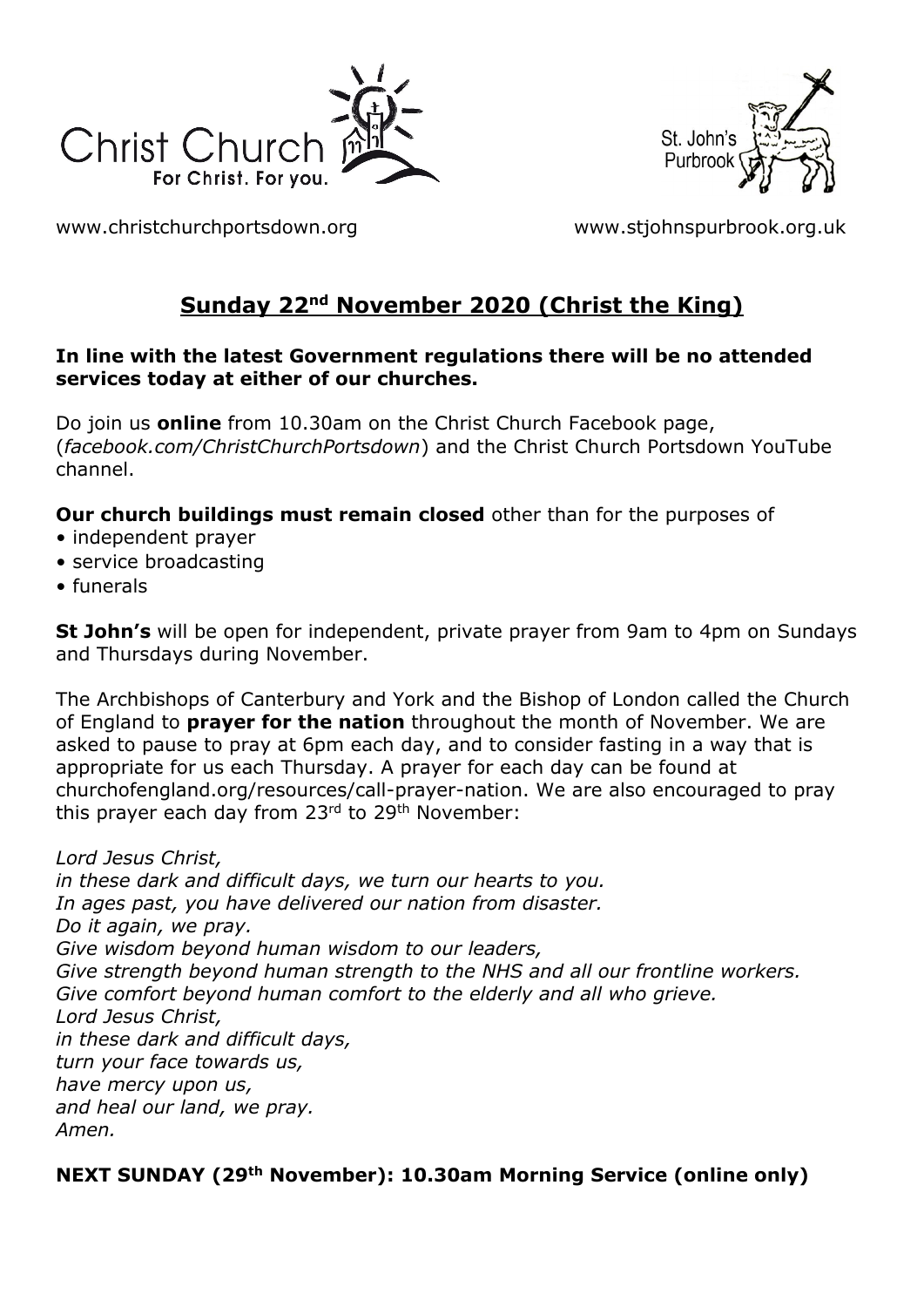www.christchurchportsdown.org www.stjohnspurbrook.org.uk

# Sunday 22nd November 2020 (Christ the King)

**In line with the latest Government regulations there will be no attended services today at either of our churches.**

Do join us **online** from 10.30am on the Christ Church Facebook page, (*facebook.com/ChristChurchPortsdown*) and the Christ Church Portsdown YouTube channel.

**Our church buildings must remain closed** other than for the purposes of

- independent prayer
- service broadcasting
- funerals

**St John's** will be open for independent, private prayer from 9am to 4pm on Sundays and Thursdays during November.

The Archbishops of Canterbury and York and the Bishop of London called the Church of England to **prayer for the nation** throughout the month of November. We are asked to pause to pray at 6pm each day, and to consider fasting in a way that is appropriate for us each Thursday. A prayer for each day can be found at churchofengland.org/resources/call-prayer-nation. We are also encouraged to pray this prayer each day from 23rd to 29th November:

*Lord Jesus Christ,*
*in these dark and difficult days, we turn our hearts to you.*
*In ages past, you have delivered our nation from disaster.*
*Do it again, we pray.*
*Give wisdom beyond human wisdom to our leaders,*
*Give strength beyond human strength to the NHS and all our frontline workers.*
*Give comfort beyond human comfort to the elderly and all who grieve.*
*Lord Jesus Christ,*
*in these dark and difficult days,*
*turn your face towards us,*
*have mercy upon us,*
*and heal our land, we pray.*
*Amen.*

**NEXT SUNDAY (29th November): 10.30am Morning Service (online only)**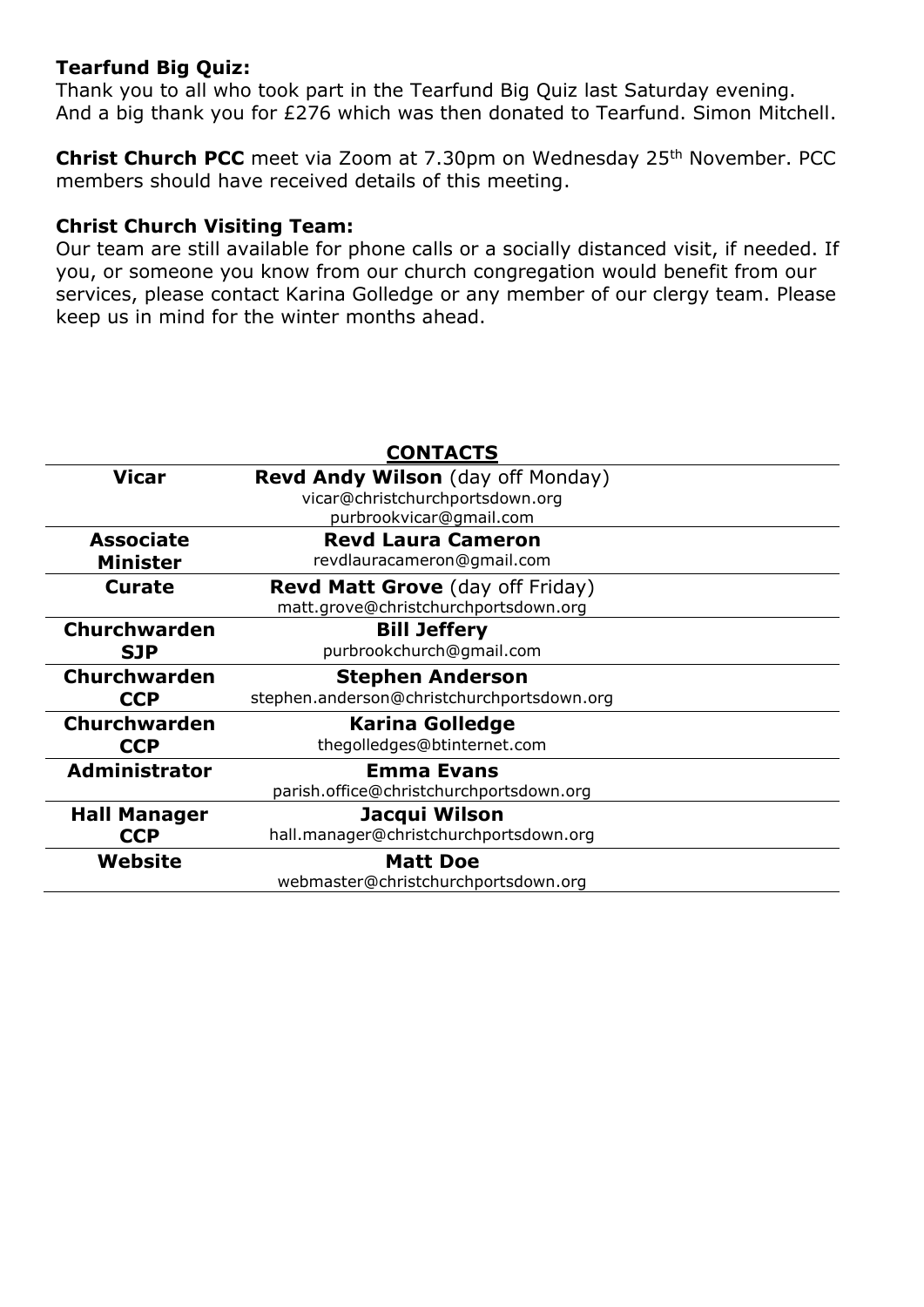**Tearfund Big Quiz:**
Thank you to all who took part in the Tearfund Big Quiz last Saturday evening. And a big thank you for £276 which was then donated to Tearfund. Simon Mitchell.

**Christ Church PCC** meet via Zoom at 7.30pm on Wednesday 25th November. PCC members should have received details of this meeting.

**Christ Church Visiting Team:**
Our team are still available for phone calls or a socially distanced visit, if needed. If you, or someone you know from our church congregation would benefit from our services, please contact Karina Golledge or any member of our clergy team. Please keep us in mind for the winter months ahead.

## CONTACTS

| | |
|---|---|
| **Vicar** | **Revd Andy Wilson** (day off Monday)<br>vicar@christchurchportsdown.org<br>purbrookvicar@gmail.com |
| **Associate Minister** | **Revd Laura Cameron**<br>revdlauracameron@gmail.com |
| **Curate** | **Revd Matt Grove** (day off Friday)<br>matt.grove@christchurchportsdown.org |
| **Churchwarden SJP** | **Bill Jeffery**<br>purbrookchurch@gmail.com |
| **Churchwarden CCP** | **Stephen Anderson**<br>stephen.anderson@christchurchportsdown.org |
| **Churchwarden CCP** | **Karina Golledge**<br>thegolledges@btinternet.com |
| **Administrator** | **Emma Evans**<br>parish.office@christchurchportsdown.org |
| **Hall Manager CCP** | **Jacqui Wilson**<br>hall.manager@christchurchportsdown.org |
| **Website** | **Matt Doe**<br>webmaster@christchurchportsdown.org |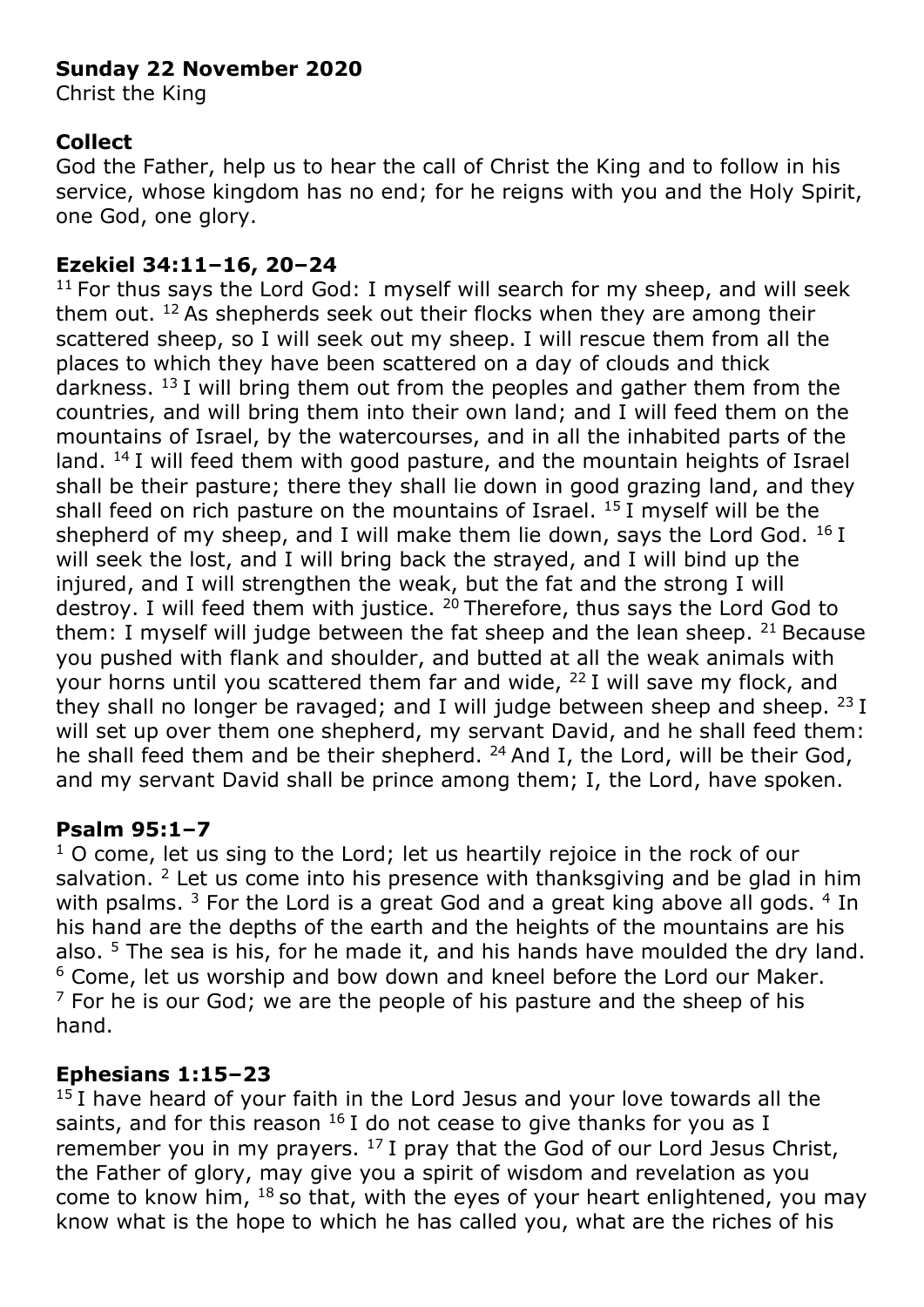**Sunday 22 November 2020**
Christ the King

**Collect**
God the Father, help us to hear the call of Christ the King and to follow in his service, whose kingdom has no end; for he reigns with you and the Holy Spirit, one God, one glory.

**Ezekiel 34:11–16, 20–24**
[11] For thus says the Lord God: I myself will search for my sheep, and will seek them out. [12] As shepherds seek out their flocks when they are among their scattered sheep, so I will seek out my sheep. I will rescue them from all the places to which they have been scattered on a day of clouds and thick darkness. [13] I will bring them out from the peoples and gather them from the countries, and will bring them into their own land; and I will feed them on the mountains of Israel, by the watercourses, and in all the inhabited parts of the land. [14] I will feed them with good pasture, and the mountain heights of Israel shall be their pasture; there they shall lie down in good grazing land, and they shall feed on rich pasture on the mountains of Israel. [15] I myself will be the shepherd of my sheep, and I will make them lie down, says the Lord God. [16] I will seek the lost, and I will bring back the strayed, and I will bind up the injured, and I will strengthen the weak, but the fat and the strong I will destroy. I will feed them with justice. [20] Therefore, thus says the Lord God to them: I myself will judge between the fat sheep and the lean sheep. [21] Because you pushed with flank and shoulder, and butted at all the weak animals with your horns until you scattered them far and wide, [22] I will save my flock, and they shall no longer be ravaged; and I will judge between sheep and sheep. [23] I will set up over them one shepherd, my servant David, and he shall feed them: he shall feed them and be their shepherd. [24] And I, the Lord, will be their God, and my servant David shall be prince among them; I, the Lord, have spoken.

**Psalm 95:1–7**
[1] O come, let us sing to the Lord; let us heartily rejoice in the rock of our salvation. [2] Let us come into his presence with thanksgiving and be glad in him with psalms. [3] For the Lord is a great God and a great king above all gods. [4] In his hand are the depths of the earth and the heights of the mountains are his also. [5] The sea is his, for he made it, and his hands have moulded the dry land. [6] Come, let us worship and bow down and kneel before the Lord our Maker. [7] For he is our God; we are the people of his pasture and the sheep of his hand.

**Ephesians 1:15–23**
[15] I have heard of your faith in the Lord Jesus and your love towards all the saints, and for this reason [16] I do not cease to give thanks for you as I remember you in my prayers. [17] I pray that the God of our Lord Jesus Christ, the Father of glory, may give you a spirit of wisdom and revelation as you come to know him, [18] so that, with the eyes of your heart enlightened, you may know what is the hope to which he has called you, what are the riches of his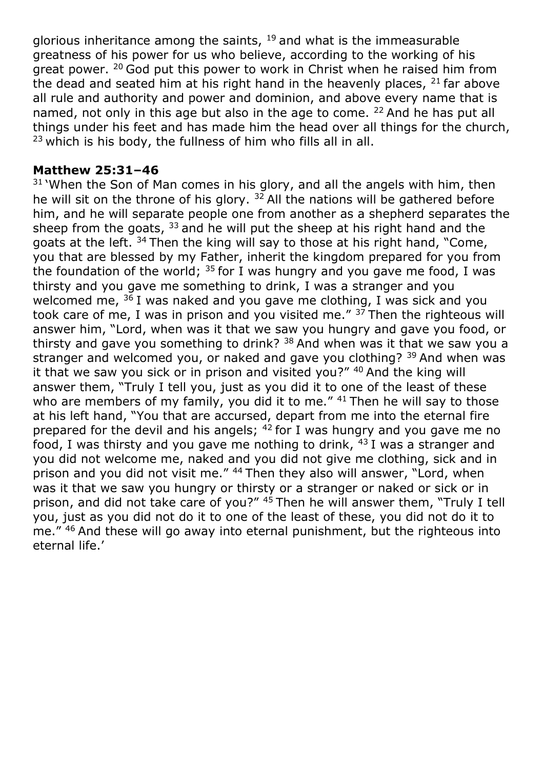glorious inheritance among the saints, [19] and what is the immeasurable greatness of his power for us who believe, according to the working of his great power. [20] God put this power to work in Christ when he raised him from the dead and seated him at his right hand in the heavenly places, [21] far above all rule and authority and power and dominion, and above every name that is named, not only in this age but also in the age to come. [22] And he has put all things under his feet and has made him the head over all things for the church, [23] which is his body, the fullness of him who fills all in all.

**Matthew 25:31–46**

[31] 'When the Son of Man comes in his glory, and all the angels with him, then he will sit on the throne of his glory. [32] All the nations will be gathered before him, and he will separate people one from another as a shepherd separates the sheep from the goats, [33] and he will put the sheep at his right hand and the goats at the left. [34] Then the king will say to those at his right hand, "Come, you that are blessed by my Father, inherit the kingdom prepared for you from the foundation of the world; [35] for I was hungry and you gave me food, I was thirsty and you gave me something to drink, I was a stranger and you welcomed me, [36] I was naked and you gave me clothing, I was sick and you took care of me, I was in prison and you visited me." [37] Then the righteous will answer him, "Lord, when was it that we saw you hungry and gave you food, or thirsty and gave you something to drink? [38] And when was it that we saw you a stranger and welcomed you, or naked and gave you clothing? [39] And when was it that we saw you sick or in prison and visited you?" [40] And the king will answer them, "Truly I tell you, just as you did it to one of the least of these who are members of my family, you did it to me." [41] Then he will say to those at his left hand, "You that are accursed, depart from me into the eternal fire prepared for the devil and his angels; [42] for I was hungry and you gave me no food, I was thirsty and you gave me nothing to drink, [43] I was a stranger and you did not welcome me, naked and you did not give me clothing, sick and in prison and you did not visit me." [44] Then they also will answer, "Lord, when was it that we saw you hungry or thirsty or a stranger or naked or sick or in prison, and did not take care of you?" [45] Then he will answer them, "Truly I tell you, just as you did not do it to one of the least of these, you did not do it to me." [46] And these will go away into eternal punishment, but the righteous into eternal life.'